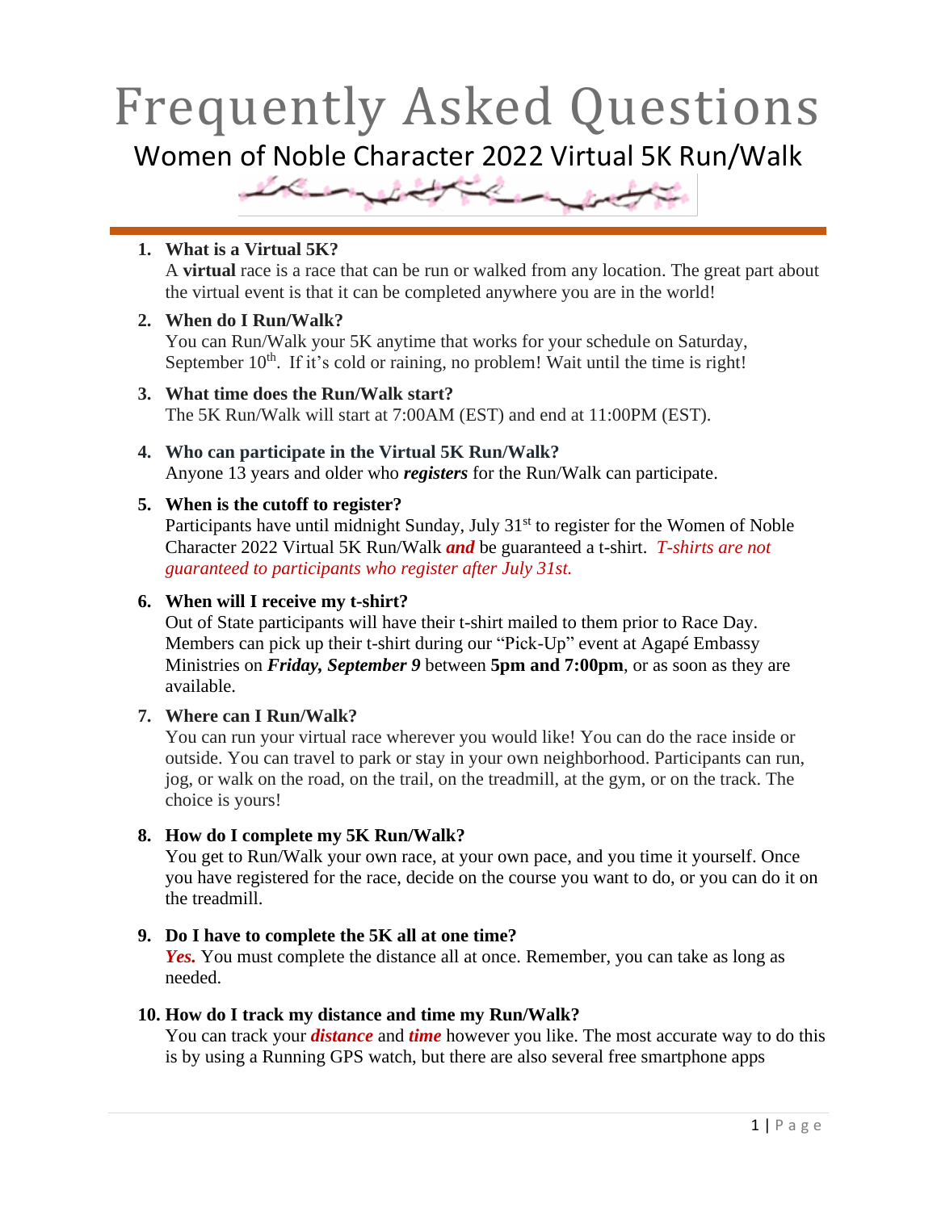# Frequently Asked Questions

## Women of Noble Character 2022 Virtual 5K Run/Walk

1. **What is a Virtual 5K?**
   A **virtual** race is a race that can be run or walked from any location. The great part about the virtual event is that it can be completed anywhere you are in the world!

2. **When do I Run/Walk?**
   You can Run/Walk your 5K anytime that works for your schedule on Saturday, September 10th. If it's cold or raining, no problem! Wait until the time is right!

3. **What time does the Run/Walk start?**
   The 5K Run/Walk will start at 7:00AM (EST) and end at 11:00PM (EST).

4. **Who can participate in the Virtual 5K Run/Walk?**
   Anyone 13 years and older who ***registers*** for the Run/Walk can participate.

5. **When is the cutoff to register?**
   Participants have until midnight Sunday, July 31st to register for the Women of Noble Character 2022 Virtual 5K Run/Walk ***and*** be guaranteed a t-shirt. *T-shirts are not guaranteed to participants who register after July 31st.*

6. **When will I receive my t-shirt?**
   Out of State participants will have their t-shirt mailed to them prior to Race Day. Members can pick up their t-shirt during our "Pick-Up" event at Agapé Embassy Ministries on ***Friday, September 9*** between **5pm and 7:00pm**, or as soon as they are available.

7. **Where can I Run/Walk?**
   You can run your virtual race wherever you would like! You can do the race inside or outside. You can travel to park or stay in your own neighborhood. Participants can run, jog, or walk on the road, on the trail, on the treadmill, at the gym, or on the track. The choice is yours!

8. **How do I complete my 5K Run/Walk?**
   You get to Run/Walk your own race, at your own pace, and you time it yourself. Once you have registered for the race, decide on the course you want to do, or you can do it on the treadmill.

9. **Do I have to complete the 5K all at one time?**
   ***Yes.*** You must complete the distance all at once. Remember, you can take as long as needed.

10. **How do I track my distance and time my Run/Walk?**
    You can track your ***distance*** and ***time*** however you like. The most accurate way to do this is by using a Running GPS watch, but there are also several free smartphone apps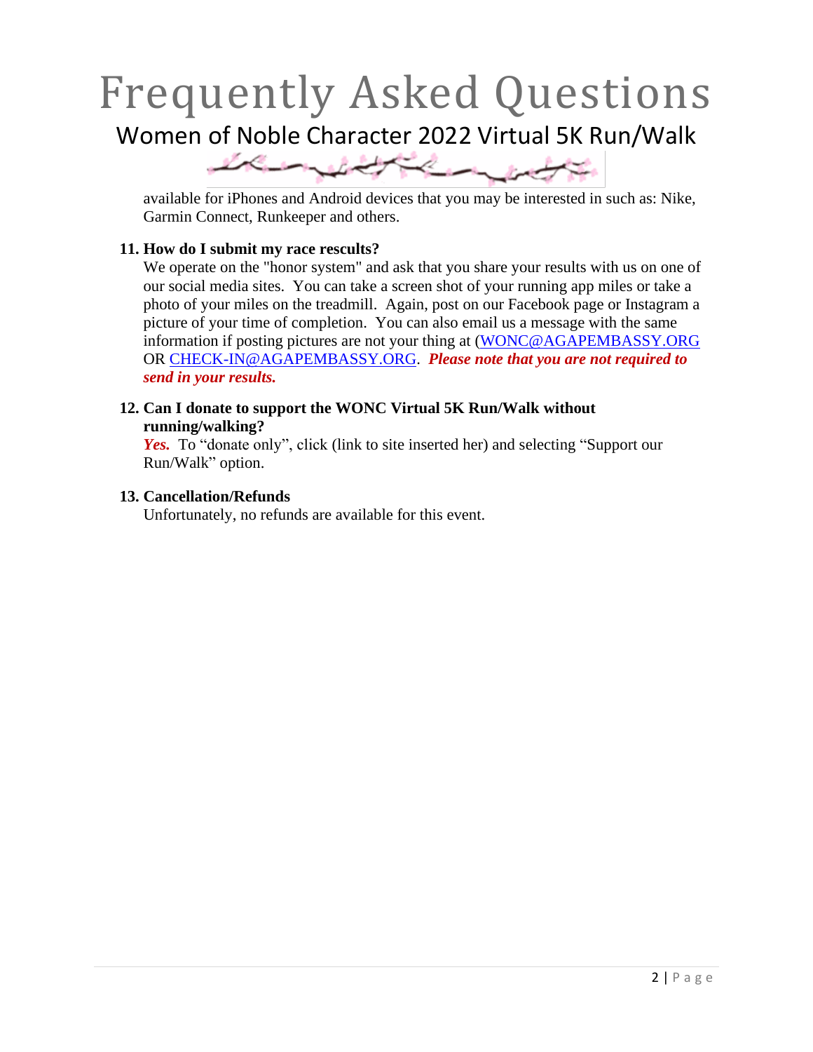# Frequently Asked Questions

## Women of Noble Character 2022 Virtual 5K Run/Walk

available for iPhones and Android devices that you may be interested in such as: Nike, Garmin Connect, Runkeeper and others.

**11. How do I submit my race rescults?**

We operate on the "honor system" and ask that you share your results with us on one of our social media sites. You can take a screen shot of your running app miles or take a photo of your miles on the treadmill. Again, post on our Facebook page or Instagram a picture of your time of completion. You can also email us a message with the same information if posting pictures are not your thing at (WONC@AGAPEMBASSY.ORG OR CHECK-IN@AGAPEMBASSY.ORG. ***Please note that you are not required to send in your results.***

**12. Can I donate to support the WONC Virtual 5K Run/Walk without running/walking?**

***Yes.*** To "donate only", click (link to site inserted her) and selecting "Support our Run/Walk" option.

**13. Cancellation/Refunds**

Unfortunately, no refunds are available for this event.